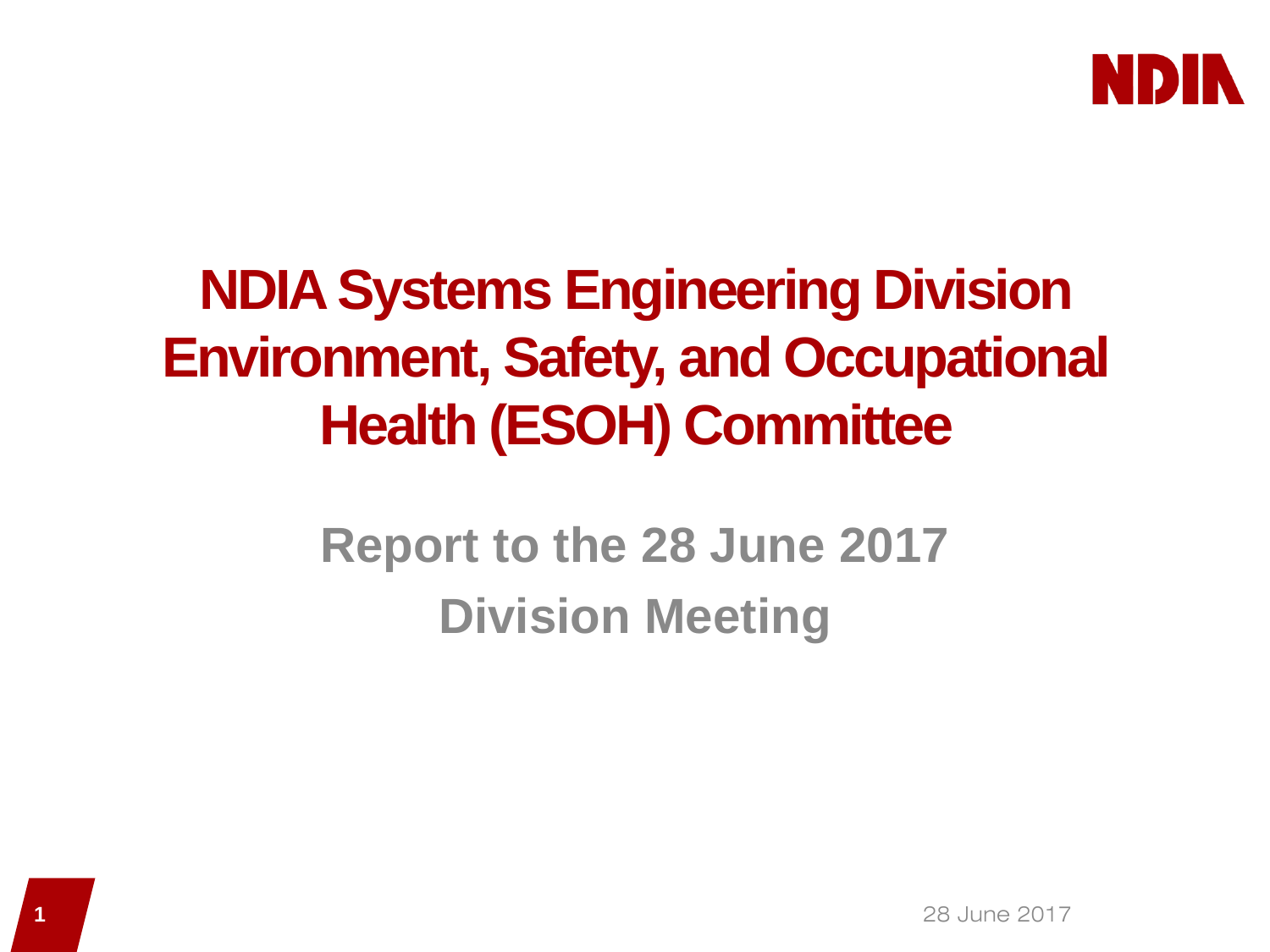# NDIA Systems Engineering Division Environment, Safety, and Occupational Health (ESOH) Committee

## Report to the 28 June 2017 Division Meeting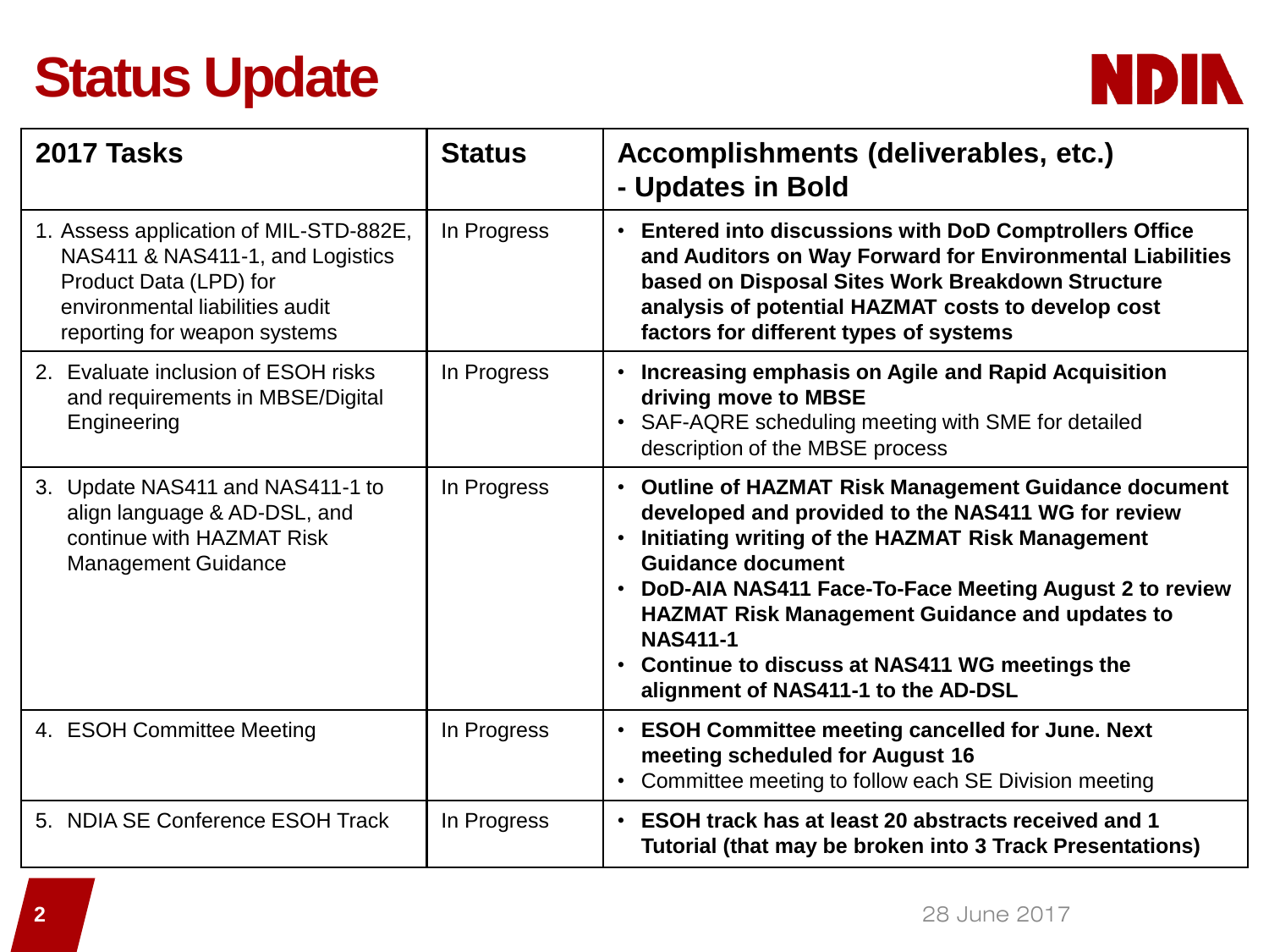# Status Update

| 2017 Tasks | Status | Accomplishments (deliverables, etc.) - Updates in Bold |
|---|---|---|
| 1. Assess application of MIL-STD-882E, NAS411 & NAS411-1, and Logistics Product Data (LPD) for environmental liabilities audit reporting for weapon systems | In Progress | • **Entered into discussions with DoD Comptrollers Office and Auditors on Way Forward for Environmental Liabilities based on Disposal Sites Work Breakdown Structure analysis of potential HAZMAT costs to develop cost factors for different types of systems** |
| 2. Evaluate inclusion of ESOH risks and requirements in MBSE/Digital Engineering | In Progress | • **Increasing emphasis on Agile and Rapid Acquisition driving move to MBSE** <br> • SAF-AQRE scheduling meeting with SME for detailed description of the MBSE process |
| 3. Update NAS411 and NAS411-1 to align language & AD-DSL, and continue with HAZMAT Risk Management Guidance | In Progress | • **Outline of HAZMAT Risk Management Guidance document developed and provided to the NAS411 WG for review** <br> • **Initiating writing of the HAZMAT Risk Management Guidance document** <br> • **DoD-AIA NAS411 Face-To-Face Meeting August 2 to review HAZMAT Risk Management Guidance and updates to NAS411-1** <br> • **Continue to discuss at NAS411 WG meetings the alignment of NAS411-1 to the AD-DSL** |
| 4. ESOH Committee Meeting | In Progress | • **ESOH Committee meeting cancelled for June. Next meeting scheduled for August 16** <br> • Committee meeting to follow each SE Division meeting |
| 5. NDIA SE Conference ESOH Track | In Progress | • **ESOH track has at least 20 abstracts received and 1 Tutorial (that may be broken into 3 Track Presentations)** |

28 June 2017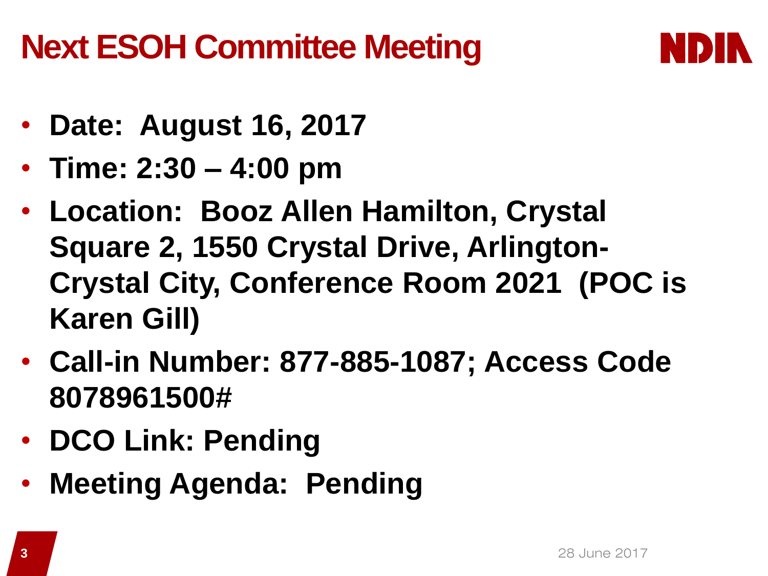# Next ESOH Committee Meeting

- **Date: August 16, 2017**
- **Time: 2:30 – 4:00 pm**
- **Location: Booz Allen Hamilton, Crystal Square 2, 1550 Crystal Drive, Arlington-Crystal City, Conference Room 2021 (POC is Karen Gill)**
- **Call-in Number: 877-885-1087; Access Code 8078961500#**
- **DCO Link: Pending**
- **Meeting Agenda: Pending**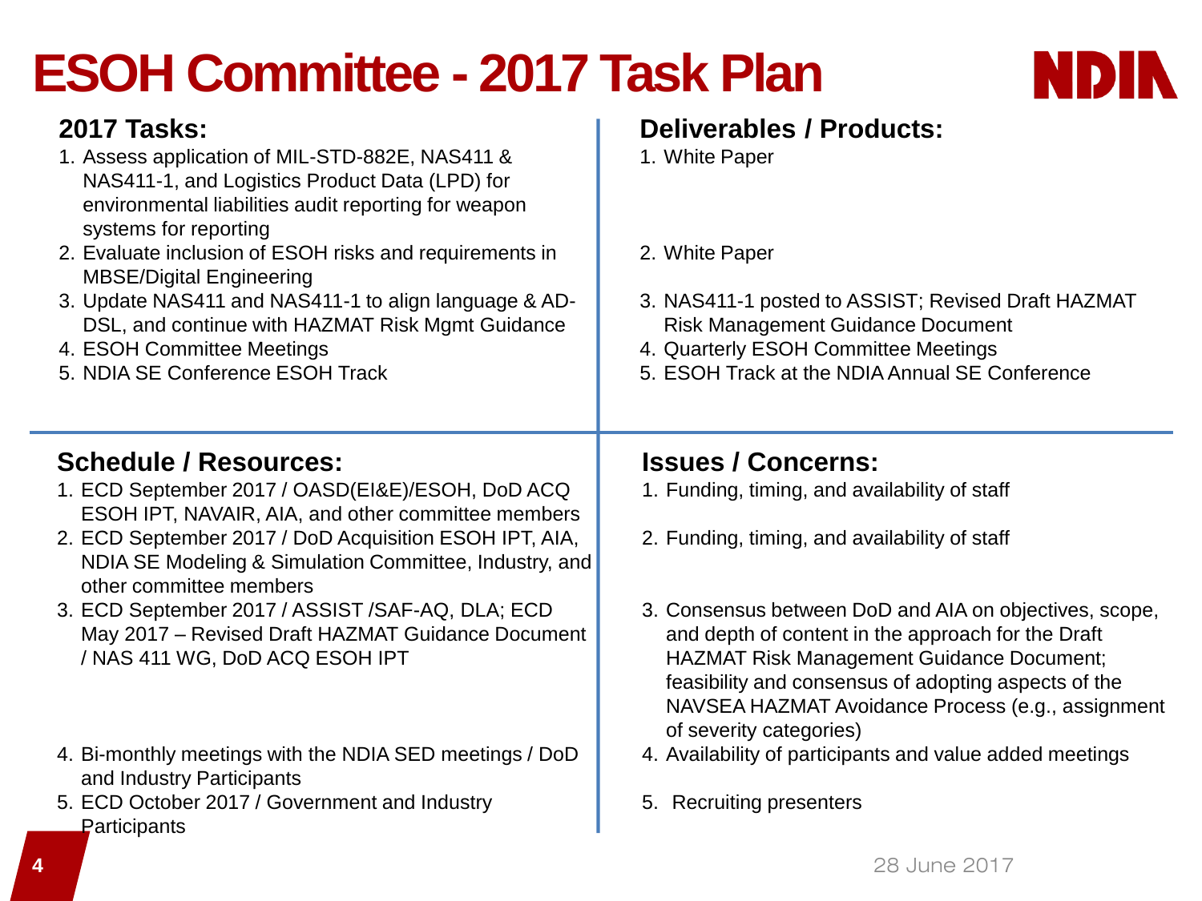# ESOH Committee - 2017 Task Plan

## 2017 Tasks:

1. Assess application of MIL-STD-882E, NAS411 & NAS411-1, and Logistics Product Data (LPD) for environmental liabilities audit reporting for weapon systems for reporting
2. Evaluate inclusion of ESOH risks and requirements in MBSE/Digital Engineering
3. Update NAS411 and NAS411-1 to align language & AD-DSL, and continue with HAZMAT Risk Mgmt Guidance
4. ESOH Committee Meetings
5. NDIA SE Conference ESOH Track

## Deliverables / Products:

1. White Paper
2. White Paper
3. NAS411-1 posted to ASSIST; Revised Draft HAZMAT Risk Management Guidance Document
4. Quarterly ESOH Committee Meetings
5. ESOH Track at the NDIA Annual SE Conference

## Schedule / Resources:

1. ECD September 2017 / OASD(EI&E)/ESOH, DoD ACQ ESOH IPT, NAVAIR, AIA, and other committee members
2. ECD September 2017 / DoD Acquisition ESOH IPT, AIA, NDIA SE Modeling & Simulation Committee, Industry, and other committee members
3. ECD September 2017 / ASSIST /SAF-AQ, DLA; ECD May 2017 – Revised Draft HAZMAT Guidance Document / NAS 411 WG, DoD ACQ ESOH IPT
4. Bi-monthly meetings with the NDIA SED meetings / DoD and Industry Participants
5. ECD October 2017 / Government and Industry Participants

## Issues / Concerns:

1. Funding, timing, and availability of staff
2. Funding, timing, and availability of staff
3. Consensus between DoD and AIA on objectives, scope, and depth of content in the approach for the Draft HAZMAT Risk Management Guidance Document; feasibility and consensus of adopting aspects of the NAVSEA HAZMAT Avoidance Process (e.g., assignment of severity categories)
4. Availability of participants and value added meetings
5. Recruiting presenters

28 June 2017